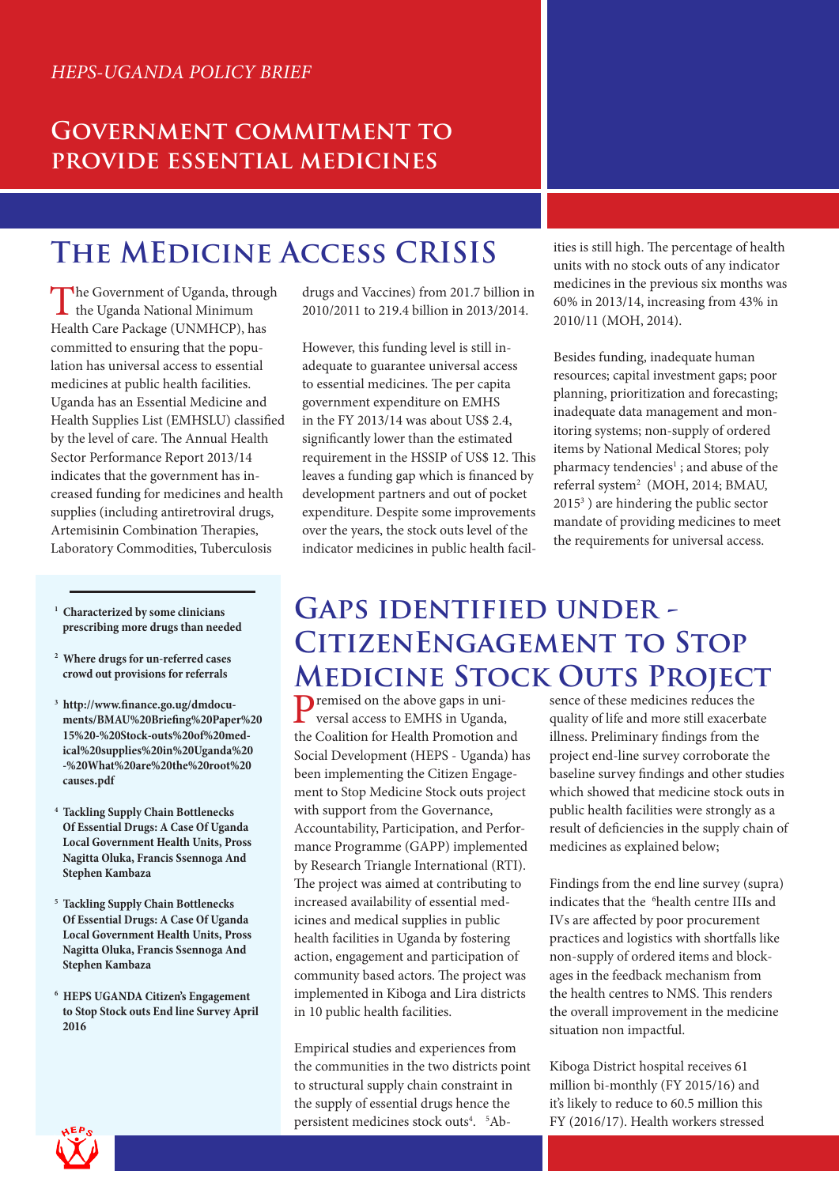*HEPS-UGANDA POLICY BRIEF*

# Government commitment to provide essential medicines

## The MEdicine Access CRISIS

The Government of Uganda, through the Uganda National Minimum Health Care Package (UNMHCP), has committed to ensuring that the population has universal access to essential medicines at public health facilities. Uganda has an Essential Medicine and Health Supplies List (EMHSLU) classified by the level of care. The Annual Health Sector Performance Report 2013/14 indicates that the government has increased funding for medicines and health supplies (including antiretroviral drugs, Artemisinin Combination Therapies, Laboratory Commodities, Tuberculosis drugs and Vaccines) from 201.7 billion in 2010/2011 to 219.4 billion in 2013/2014.

However, this funding level is still inadequate to guarantee universal access to essential medicines. The per capita government expenditure on EMHS in the FY 2013/14 was about US$ 2.4, significantly lower than the estimated requirement in the HSSIP of US$ 12. This leaves a funding gap which is financed by development partners and out of pocket expenditure. Despite some improvements over the years, the stock outs level of the indicator medicines in public health facilities is still high. The percentage of health units with no stock outs of any indicator medicines in the previous six months was 60% in 2013/14, increasing from 43% in 2010/11 (MOH, 2014).

Besides funding, inadequate human resources; capital investment gaps; poor planning, prioritization and forecasting; inadequate data management and monitoring systems; non-supply of ordered items by National Medical Stores; poly pharmacy tendencies[1] ; and abuse of the referral system[2] (MOH, 2014; BMAU, 2015[3] ) are hindering the public sector mandate of providing medicines to meet the requirements for universal access.

## Gaps identified under - CitizenEngagement to Stop Medicine Stock Outs Project

Premised on the above gaps in universal access to EMHS in Uganda, the Coalition for Health Promotion and Social Development (HEPS - Uganda) has been implementing the Citizen Engagement to Stop Medicine Stock outs project with support from the Governance, Accountability, Participation, and Performance Programme (GAPP) implemented by Research Triangle International (RTI). The project was aimed at contributing to increased availability of essential medicines and medical supplies in public health facilities in Uganda by fostering action, engagement and participation of community based actors. The project was implemented in Kiboga and Lira districts in 10 public health facilities.

Empirical studies and experiences from the communities in the two districts point to structural supply chain constraint in the supply of essential drugs hence the persistent medicines stock outs[4]. [5]Absence of these medicines reduces the quality of life and more still exacerbate illness. Preliminary findings from the project end-line survey corroborate the baseline survey findings and other studies which showed that medicine stock outs in public health facilities were strongly as a result of deficiencies in the supply chain of medicines as explained below;

Findings from the end line survey (supra) indicates that the [6]health centre IIIs and IVs are affected by poor procurement practices and logistics with shortfalls like non-supply of ordered items and blockages in the feedback mechanism from the health centres to NMS. This renders the overall improvement in the medicine situation non impactful.

Kiboga District hospital receives 61 million bi-monthly (FY 2015/16) and it's likely to reduce to 60.5 million this FY (2016/17). Health workers stressed

---

[1] **Characterized by some clinicians prescribing more drugs than needed**

[2] **Where drugs for un-referred cases crowd out provisions for referrals**

[3] **http://www.finance.go.ug/dmdocuments/BMAU%20Briefing%20Paper%2015%20-%20Stock-outs%20of%20medical%20supplies%20in%20Uganda%20-%20What%20are%20the%20root%20causes.pdf**

[4] **Tackling Supply Chain Bottlenecks Of Essential Drugs: A Case Of Uganda Local Government Health Units, Pross Nagitta Oluka, Francis Ssennoga And Stephen Kambaza**

[5] **Tackling Supply Chain Bottlenecks Of Essential Drugs: A Case Of Uganda Local Government Health Units, Pross Nagitta Oluka, Francis Ssennoga And Stephen Kambaza**

[6] **HEPS UGANDA Citizen's Engagement to Stop Stock outs End line Survey April 2016**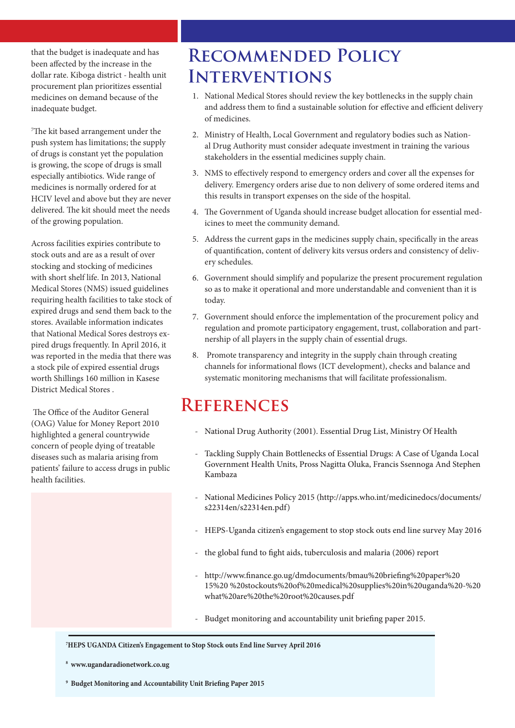that the budget is inadequate and has been affected by the increase in the dollar rate. Kiboga district - health unit procurement plan prioritizes essential medicines on demand because of the inadequate budget.

[7]The kit based arrangement under the push system has limitations; the supply of drugs is constant yet the population is growing, the scope of drugs is small especially antibiotics. Wide range of medicines is normally ordered for at HCIV level and above but they are never delivered. The kit should meet the needs of the growing population.

Across facilities expiries contribute to stock outs and are as a result of over stocking and stocking of medicines with short shelf life. In 2013, National Medical Stores (NMS) issued guidelines requiring health facilities to take stock of expired drugs and send them back to the stores. Available information indicates that National Medical Sores destroys expired drugs frequently. In April 2016, it was reported in the media that there was a stock pile of expired essential drugs worth Shillings 160 million in Kasese District Medical Stores .

The Office of the Auditor General (OAG) Value for Money Report 2010 highlighted a general countrywide concern of people dying of treatable diseases such as malaria arising from patients' failure to access drugs in public health facilities.

# Recommended Policy Interventions

1. National Medical Stores should review the key bottlenecks in the supply chain and address them to find a sustainable solution for effective and efficient delivery of medicines.
2. Ministry of Health, Local Government and regulatory bodies such as National Drug Authority must consider adequate investment in training the various stakeholders in the essential medicines supply chain.
3. NMS to effectively respond to emergency orders and cover all the expenses for delivery. Emergency orders arise due to non delivery of some ordered items and this results in transport expenses on the side of the hospital.
4. The Government of Uganda should increase budget allocation for essential medicines to meet the community demand.
5. Address the current gaps in the medicines supply chain, specifically in the areas of quantification, content of delivery kits versus orders and consistency of delivery schedules.
6. Government should simplify and popularize the present procurement regulation so as to make it operational and more understandable and convenient than it is today.
7. Government should enforce the implementation of the procurement policy and regulation and promote participatory engagement, trust, collaboration and partnership of all players in the supply chain of essential drugs.
8. Promote transparency and integrity in the supply chain through creating channels for informational flows (ICT development), checks and balance and systematic monitoring mechanisms that will facilitate professionalism.

# References

- National Drug Authority (2001). Essential Drug List, Ministry Of Health
- Tackling Supply Chain Bottlenecks of Essential Drugs: A Case of Uganda Local Government Health Units, Pross Nagitta Oluka, Francis Ssennoga And Stephen Kambaza
- National Medicines Policy 2015 (http://apps.who.int/medicinedocs/documents/s22314en/s22314en.pdf)
- HEPS-Uganda citizen's engagement to stop stock outs end line survey May 2016
- the global fund to fight aids, tuberculosis and malaria (2006) report
- http://www.finance.go.ug/dmdocuments/bmau%20briefing%20paper%20 15%20 %20stockouts%20of%20medical%20supplies%20in%20uganda%20-%20 what%20are%20the%20root%20causes.pdf
- Budget monitoring and accountability unit briefing paper 2015.

---

**[7]HEPS UGANDA Citizen's Engagement to Stop Stock outs End line Survey April 2016**

**[8] www.ugandaradionetwork.co.ug**

**[9] Budget Monitoring and Accountability Unit Briefing Paper 2015**